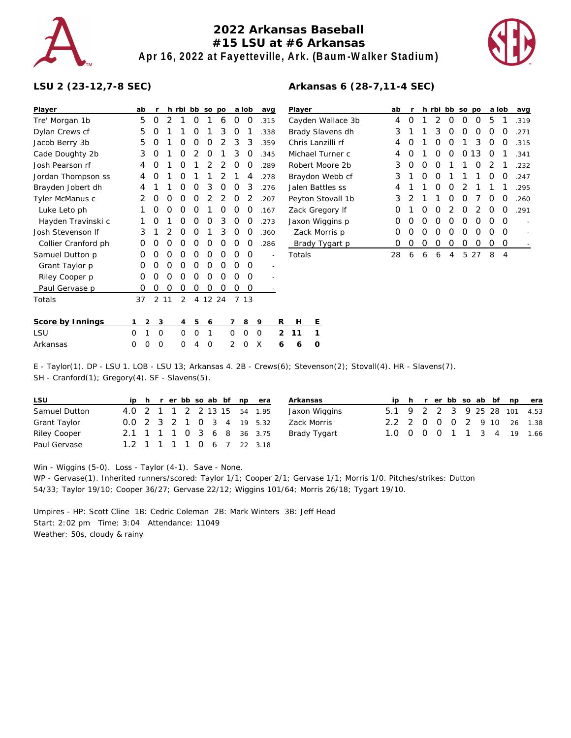# 2022 Arkansas Baseball
## #15 LSU at #6 Arkansas
### Apr 16, 2022 at Fayetteville, Ark. (Baum-Walker Stadium)

**LSU 2 (23-12,7-8 SEC)**

| Player | ab | r | h | rbi | bb | so | po | a | lob | avg |
|---|---|---|---|---|---|---|---|---|---|---|
| Tre' Morgan 1b | 5 | 0 | 2 | 1 | 0 | 1 | 6 | 0 | 0 | .315 |
| Dylan Crews cf | 5 | 0 | 1 | 1 | 0 | 1 | 3 | 0 | 1 | .338 |
| Jacob Berry 3b | 5 | 0 | 1 | 0 | 0 | 0 | 2 | 3 | 3 | .359 |
| Cade Doughty 2b | 3 | 0 | 1 | 0 | 2 | 0 | 1 | 3 | 0 | .345 |
| Josh Pearson rf | 4 | 0 | 1 | 0 | 1 | 2 | 2 | 0 | 0 | .289 |
| Jordan Thompson ss | 4 | 0 | 1 | 0 | 1 | 1 | 2 | 1 | 4 | .278 |
| Brayden Jobert dh | 4 | 1 | 1 | 0 | 0 | 3 | 0 | 0 | 3 | .276 |
| Tyler McManus c | 2 | 0 | 0 | 0 | 0 | 2 | 2 | 0 | 2 | .207 |
| Luke Leto ph | 1 | 0 | 0 | 0 | 0 | 1 | 0 | 0 | 0 | .167 |
| Hayden Travinski c | 1 | 0 | 1 | 0 | 0 | 0 | 3 | 0 | 0 | .273 |
| Josh Stevenson lf | 3 | 1 | 2 | 0 | 0 | 1 | 3 | 0 | 0 | .360 |
| Collier Cranford ph | 0 | 0 | 0 | 0 | 0 | 0 | 0 | 0 | 0 | .286 |
| Samuel Dutton p | 0 | 0 | 0 | 0 | 0 | 0 | 0 | 0 | 0 | - |
| Grant Taylor p | 0 | 0 | 0 | 0 | 0 | 0 | 0 | 0 | 0 | - |
| Riley Cooper p | 0 | 0 | 0 | 0 | 0 | 0 | 0 | 0 | 0 | - |
| Paul Gervase p | 0 | 0 | 0 | 0 | 0 | 0 | 0 | 0 | 0 | - |
| Totals | 37 | 2 | 11 | 2 | 4 | 12 | 24 | 7 | 13 | |

**Arkansas 6 (28-7,11-4 SEC)**

| Player | ab | r | h | rbi | bb | so | po | a | lob | avg |
|---|---|---|---|---|---|---|---|---|---|---|
| Cayden Wallace 3b | 4 | 0 | 1 | 2 | 0 | 0 | 0 | 5 | 1 | .319 |
| Brady Slavens dh | 3 | 1 | 1 | 3 | 0 | 0 | 0 | 0 | 0 | .271 |
| Chris Lanzilli rf | 4 | 0 | 1 | 0 | 0 | 1 | 3 | 0 | 0 | .315 |
| Michael Turner c | 4 | 0 | 1 | 0 | 0 | 0 | 13 | 0 | 1 | .341 |
| Robert Moore 2b | 3 | 0 | 0 | 0 | 1 | 1 | 0 | 2 | 1 | .232 |
| Braydon Webb cf | 3 | 1 | 0 | 0 | 1 | 1 | 1 | 0 | 0 | .247 |
| Jalen Battles ss | 4 | 1 | 1 | 0 | 0 | 2 | 1 | 1 | 1 | .295 |
| Peyton Stovall 1b | 3 | 2 | 1 | 1 | 0 | 0 | 7 | 0 | 0 | .260 |
| Zack Gregory lf | 0 | 1 | 0 | 0 | 2 | 0 | 2 | 0 | 0 | .291 |
| Jaxon Wiggins p | 0 | 0 | 0 | 0 | 0 | 0 | 0 | 0 | 0 | - |
| Zack Morris p | 0 | 0 | 0 | 0 | 0 | 0 | 0 | 0 | 0 | - |
| Brady Tygart p | 0 | 0 | 0 | 0 | 0 | 0 | 0 | 0 | 0 | - |
| Totals | 28 | 6 | 6 | 6 | 4 | 5 | 27 | 8 | 4 | |

| Score by Innings | 1 | 2 | 3 | 4 | 5 | 6 | 7 | 8 | 9 | R | H | E |
|---|---|---|---|---|---|---|---|---|---|---|---|---|
| LSU | 0 | 1 | 0 | 0 | 0 | 1 | 0 | 0 | 0 | 2 | 11 | 1 |
| Arkansas | 0 | 0 | 0 | 0 | 4 | 0 | 2 | 0 | X | 6 | 6 | 0 |

E - Taylor(1). DP - LSU 1. LOB - LSU 13; Arkansas 4. 2B - Crews(6); Stevenson(2); Stovall(4). HR - Slavens(7).
SH - Cranford(1); Gregory(4). SF - Slavens(5).

| LSU | ip | h | r | er | bb | so | ab | bf | np | era |
|---|---|---|---|---|---|---|---|---|---|---|
| Samuel Dutton | 4.0 | 2 | 1 | 1 | 2 | 2 | 13 | 15 | 54 | 1.95 |
| Grant Taylor | 0.0 | 2 | 3 | 2 | 1 | 0 | 3 | 4 | 19 | 5.32 |
| Riley Cooper | 2.1 | 1 | 1 | 1 | 0 | 3 | 6 | 8 | 36 | 3.75 |
| Paul Gervase | 1.2 | 1 | 1 | 1 | 1 | 0 | 6 | 7 | 22 | 3.18 |

| Arkansas | ip | h | r | er | bb | so | ab | bf | np | era |
|---|---|---|---|---|---|---|---|---|---|---|
| Jaxon Wiggins | 5.1 | 9 | 2 | 2 | 3 | 9 | 25 | 28 | 101 | 4.53 |
| Zack Morris | 2.2 | 2 | 0 | 0 | 0 | 2 | 9 | 10 | 26 | 1.38 |
| Brady Tygart | 1.0 | 0 | 0 | 0 | 1 | 1 | 3 | 4 | 19 | 1.66 |

Win - Wiggins (5-0). Loss - Taylor (4-1). Save - None.
WP - Gervase(1). Inherited runners/scored: Taylor 1/1; Cooper 2/1; Gervase 1/1; Morris 1/0. Pitches/strikes: Dutton 54/33; Taylor 19/10; Cooper 36/27; Gervase 22/12; Wiggins 101/64; Morris 26/18; Tygart 19/10.

Umpires - HP: Scott Cline 1B: Cedric Coleman 2B: Mark Winters 3B: Jeff Head
Start: 2:02 pm Time: 3:04 Attendance: 11049
Weather: 50s, cloudy & rainy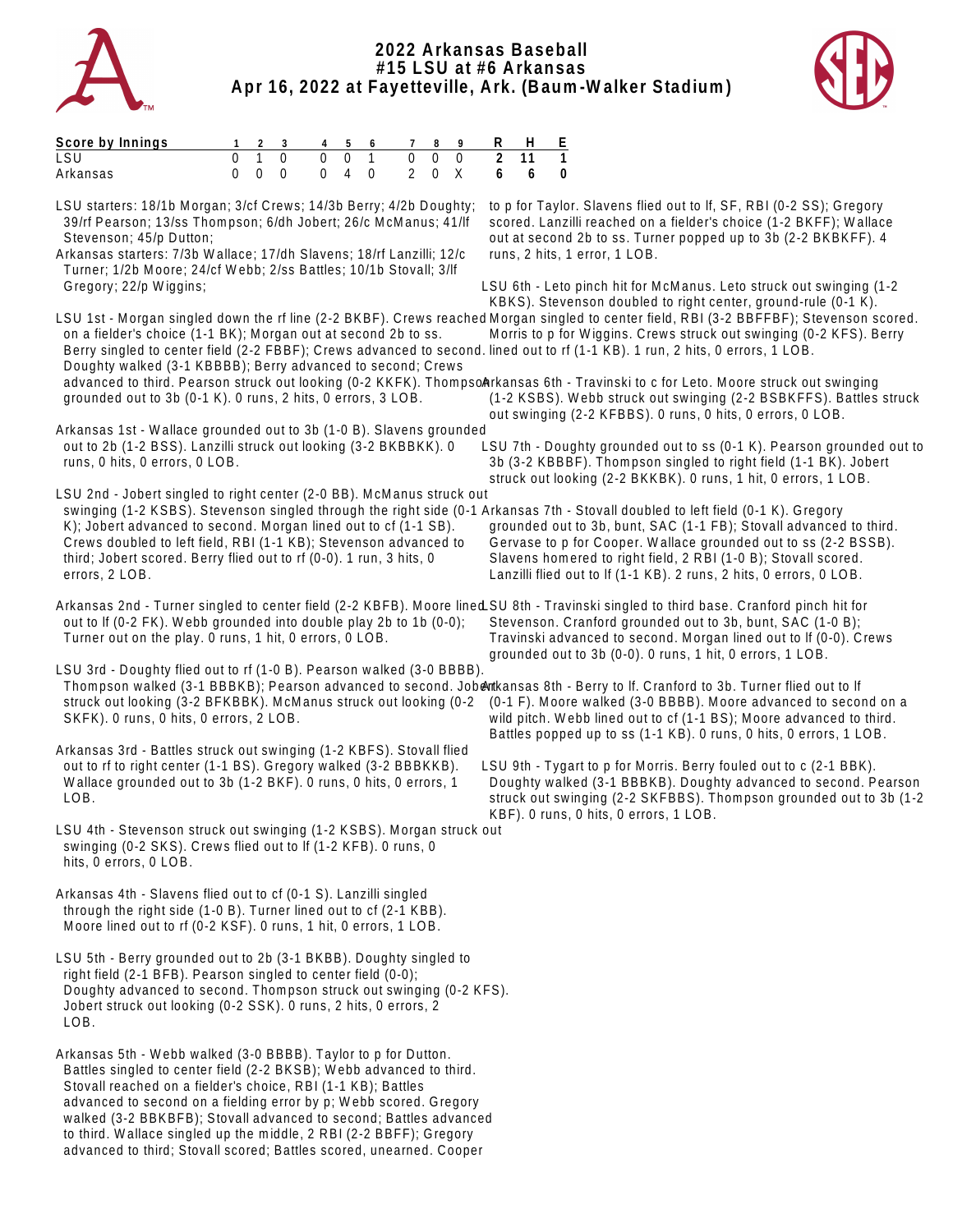# 2022 Arkansas Baseball
## #15 LSU at #6 Arkansas
### Apr 16, 2022 at Fayetteville, Ark. (Baum-Walker Stadium)

| Score by Innings | 1 | 2 | 3 | 4 | 5 | 6 | 7 | 8 | 9 | R | H | E |
|---|---|---|---|---|---|---|---|---|---|---|---|---|
| LSU | 0 | 1 | 0 | 0 | 0 | 1 | 0 | 0 | 0 | 2 | 11 | 1 |
| Arkansas | 0 | 0 | 0 | 0 | 4 | 0 | 2 | 0 | X | 6 | 6 | 0 |

LSU starters: 18/1b Morgan; 3/cf Crews; 14/3b Berry; 4/2b Doughty; 39/rf Pearson; 13/ss Thompson; 6/dh Jobert; 26/c McManus; 41/lf Stevenson; 45/p Dutton;

Arkansas starters: 7/3b Wallace; 17/dh Slavens; 18/rf Lanzilli; 12/c Turner; 1/2b Moore; 24/cf Webb; 2/ss Battles; 10/1b Stovall; 3/lf Gregory; 22/p Wiggins;

LSU 1st - Morgan singled down the rf line (2-2 BKBF). Crews reached on a fielder's choice (1-1 BK); Morgan out at second 2b to ss. Berry singled to center field (2-2 FBBF); Crews advanced to second. Doughty walked (3-1 KBBBB); Berry advanced to second; Crews advanced to third. Pearson struck out looking (0-2 KKFK). Thompson grounded out to 3b (0-1 K). 0 runs, 2 hits, 0 errors, 3 LOB.

Arkansas 1st - Wallace grounded out to 3b (1-0 B). Slavens grounded out to 2b (1-2 BSS). Lanzilli struck out looking (3-2 BKBBKK). 0 runs, 0 hits, 0 errors, 0 LOB.

LSU 2nd - Jobert singled to right center (2-0 BB). McManus struck out swinging (1-2 KSBS). Stevenson singled through the right side (0-1 K); Jobert advanced to second. Morgan lined out to cf (1-1 SB). Crews doubled to left field, RBI (1-1 KB); Stevenson advanced to third; Jobert scored. Berry flied out to rf (0-0). 1 run, 3 hits, 0 errors, 2 LOB.

Arkansas 2nd - Turner singled to center field (2-2 KBFB). Moore lined out to lf (0-2 FK). Webb grounded into double play 2b to 1b (0-0); Turner out on the play. 0 runs, 1 hit, 0 errors, 0 LOB.

LSU 3rd - Doughty flied out to rf (1-0 B). Pearson walked (3-0 BBBB). Thompson walked (3-1 BBBKB); Pearson advanced to second. Jobert struck out looking (3-2 BFKBBK). McManus struck out looking (0-2 SKFK). 0 runs, 0 hits, 0 errors, 2 LOB.

Arkansas 3rd - Battles struck out swinging (1-2 KBFS). Stovall flied out to rf to right center (1-1 BS). Gregory walked (3-2 BBBKKB). Wallace grounded out to 3b (1-2 BKF). 0 runs, 0 hits, 0 errors, 1 LOB.

LSU 4th - Stevenson struck out swinging (1-2 KSBS). Morgan struck out swinging (0-2 SKS). Crews flied out to lf (1-2 KFB). 0 runs, 0 hits, 0 errors, 0 LOB.

Arkansas 4th - Slavens flied out to cf (0-1 S). Lanzilli singled through the right side (1-0 B). Turner lined out to cf (2-1 KBB). Moore lined out to rf (0-2 KSF). 0 runs, 1 hit, 0 errors, 1 LOB.

LSU 5th - Berry grounded out to 2b (3-1 BKBB). Doughty singled to right field (2-1 BFB). Pearson singled to center field (0-0); Doughty advanced to second. Thompson struck out swinging (0-2 KFS). Jobert struck out looking (0-2 SSK). 0 runs, 2 hits, 0 errors, 2 LOB.

Arkansas 5th - Webb walked (3-0 BBBB). Taylor to p for Dutton. Battles singled to center field (2-2 BKSB); Webb advanced to third. Stovall reached on a fielder's choice, RBI (1-1 KB); Battles advanced to second on a fielding error by p; Webb scored. Gregory walked (3-2 BBKBFB); Stovall advanced to second; Battles advanced to third. Wallace singled up the middle, 2 RBI (2-2 BBFF); Gregory advanced to third; Stovall scored; Battles scored, unearned. Cooper to p for Taylor. Slavens flied out to lf, SF, RBI (0-2 SS); Gregory scored. Lanzilli reached on a fielder's choice (1-2 BKFF); Wallace out at second 2b to ss. Turner popped up to 3b (2-2 BKBKFF). 4 runs, 2 hits, 1 error, 1 LOB.

LSU 6th - Leto pinch hit for McManus. Leto struck out swinging (1-2 KBKS). Stevenson doubled to right center, ground-rule (0-1 K). Morgan singled to center field, RBI (3-2 BBFFBF); Stevenson scored. Morris to p for Wiggins. Crews struck out swinging (0-2 KFS). Berry lined out to rf (1-1 KB). 1 run, 2 hits, 0 errors, 1 LOB.

Arkansas 6th - Travinski to c for Leto. Moore struck out swinging (1-2 KSBS). Webb struck out swinging (2-2 BSBKFFS). Battles struck out swinging (2-2 KFBBS). 0 runs, 0 hits, 0 errors, 0 LOB.

LSU 7th - Doughty grounded out to ss (0-1 K). Pearson grounded out to 3b (3-2 KBBBF). Thompson singled to right field (1-1 BK). Jobert struck out looking (2-2 BKKBK). 0 runs, 1 hit, 0 errors, 1 LOB.

Arkansas 7th - Stovall doubled to left field (0-1 K). Gregory grounded out to 3b, bunt, SAC (1-1 FB); Stovall advanced to third. Gervase to p for Cooper. Wallace grounded out to ss (2-2 BSSB). Slavens homered to right field, 2 RBI (1-0 B); Stovall scored. Lanzilli flied out to lf (1-1 KB). 2 runs, 2 hits, 0 errors, 0 LOB.

LSU 8th - Travinski singled to third base. Cranford pinch hit for Stevenson. Cranford grounded out to 3b, bunt, SAC (1-0 B); Travinski advanced to second. Morgan lined out to lf (0-0). Crews grounded out to 3b (0-0). 0 runs, 1 hit, 0 errors, 1 LOB.

Arkansas 8th - Berry to lf. Cranford to 3b. Turner flied out to lf (0-1 F). Moore walked (3-0 BBBB). Moore advanced to second on a wild pitch. Webb lined out to cf (1-1 BS); Moore advanced to third. Battles popped up to ss (1-1 KB). 0 runs, 0 hits, 0 errors, 1 LOB.

LSU 9th - Tygart to p for Morris. Berry fouled out to c (2-1 BBK). Doughty walked (3-1 BBBKB). Doughty advanced to second. Pearson struck out swinging (2-2 SKFBBS). Thompson grounded out to 3b (1-2 KBF). 0 runs, 0 hits, 0 errors, 1 LOB.